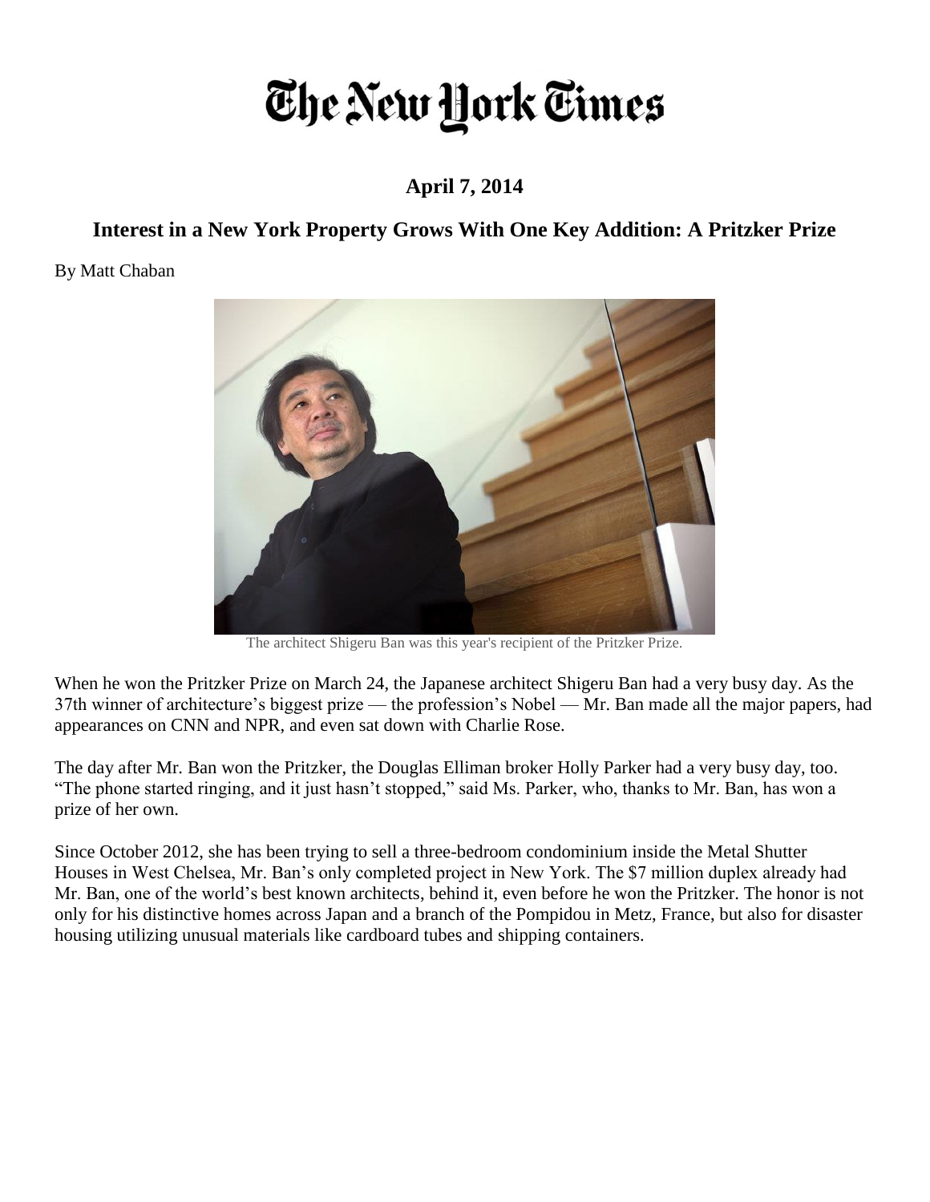# The New York Times

**April 7, 2014**

## Interest in a New York Property Grows With One Key Addition: A Pritzker Prize

By Matt Chaban

The architect Shigeru Ban was this year's recipient of the Pritzker Prize.

When he won the Pritzker Prize on March 24, the Japanese architect Shigeru Ban had a very busy day. As the 37th winner of architecture's biggest prize — the profession's Nobel — Mr. Ban made all the major papers, had appearances on CNN and NPR, and even sat down with Charlie Rose.

The day after Mr. Ban won the Pritzker, the Douglas Elliman broker Holly Parker had a very busy day, too. "The phone started ringing, and it just hasn't stopped," said Ms. Parker, who, thanks to Mr. Ban, has won a prize of her own.

Since October 2012, she has been trying to sell a three-bedroom condominium inside the Metal Shutter Houses in West Chelsea, Mr. Ban's only completed project in New York. The $7 million duplex already had Mr. Ban, one of the world's best known architects, behind it, even before he won the Pritzker. The honor is not only for his distinctive homes across Japan and a branch of the Pompidou in Metz, France, but also for disaster housing utilizing unusual materials like cardboard tubes and shipping containers.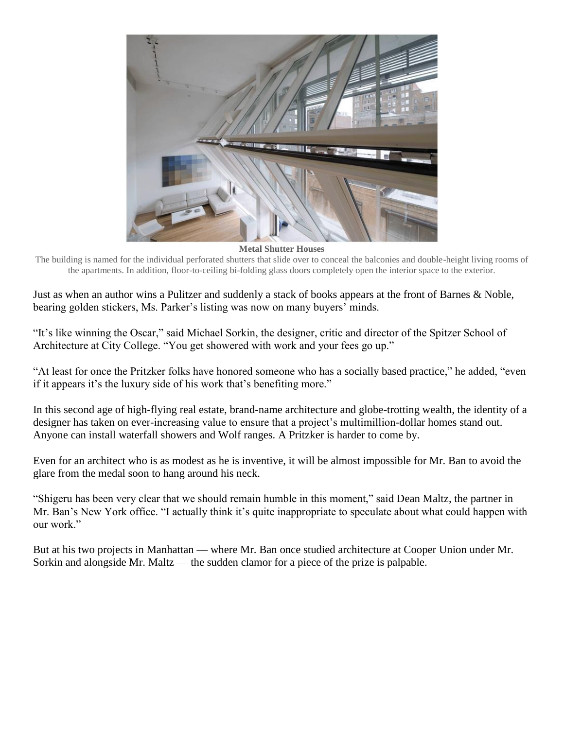**Metal Shutter Houses**

The building is named for the individual perforated shutters that slide over to conceal the balconies and double-height living rooms of the apartments. In addition, floor-to-ceiling bi-folding glass doors completely open the interior space to the exterior.

Just as when an author wins a Pulitzer and suddenly a stack of books appears at the front of Barnes & Noble, bearing golden stickers, Ms. Parker's listing was now on many buyers' minds.

"It's like winning the Oscar," said Michael Sorkin, the designer, critic and director of the Spitzer School of Architecture at City College. "You get showered with work and your fees go up."

"At least for once the Pritzker folks have honored someone who has a socially based practice," he added, "even if it appears it's the luxury side of his work that's benefiting more."

In this second age of high-flying real estate, brand-name architecture and globe-trotting wealth, the identity of a designer has taken on ever-increasing value to ensure that a project's multimillion-dollar homes stand out. Anyone can install waterfall showers and Wolf ranges. A Pritzker is harder to come by.

Even for an architect who is as modest as he is inventive, it will be almost impossible for Mr. Ban to avoid the glare from the medal soon to hang around his neck.

"Shigeru has been very clear that we should remain humble in this moment," said Dean Maltz, the partner in Mr. Ban's New York office. "I actually think it's quite inappropriate to speculate about what could happen with our work."

But at his two projects in Manhattan — where Mr. Ban once studied architecture at Cooper Union under Mr. Sorkin and alongside Mr. Maltz — the sudden clamor for a piece of the prize is palpable.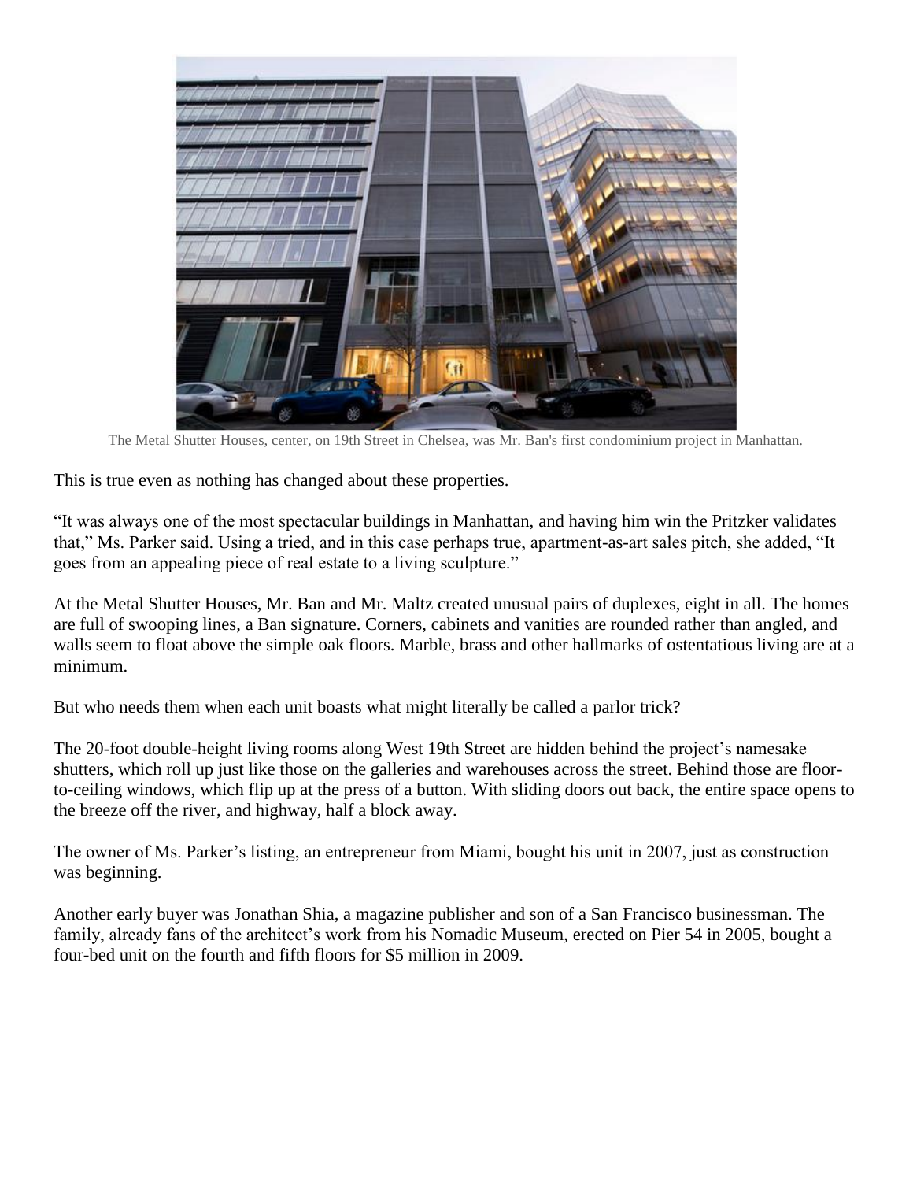The Metal Shutter Houses, center, on 19th Street in Chelsea, was Mr. Ban's first condominium project in Manhattan.

This is true even as nothing has changed about these properties.

“It was always one of the most spectacular buildings in Manhattan, and having him win the Pritzker validates that,” Ms. Parker said. Using a tried, and in this case perhaps true, apartment-as-art sales pitch, she added, “It goes from an appealing piece of real estate to a living sculpture.”

At the Metal Shutter Houses, Mr. Ban and Mr. Maltz created unusual pairs of duplexes, eight in all. The homes are full of swooping lines, a Ban signature. Corners, cabinets and vanities are rounded rather than angled, and walls seem to float above the simple oak floors. Marble, brass and other hallmarks of ostentatious living are at a minimum.

But who needs them when each unit boasts what might literally be called a parlor trick?

The 20-foot double-height living rooms along West 19th Street are hidden behind the project’s namesake shutters, which roll up just like those on the galleries and warehouses across the street. Behind those are floor-to-ceiling windows, which flip up at the press of a button. With sliding doors out back, the entire space opens to the breeze off the river, and highway, half a block away.

The owner of Ms. Parker’s listing, an entrepreneur from Miami, bought his unit in 2007, just as construction was beginning.

Another early buyer was Jonathan Shia, a magazine publisher and son of a San Francisco businessman. The family, already fans of the architect’s work from his Nomadic Museum, erected on Pier 54 in 2005, bought a four-bed unit on the fourth and fifth floors for $5 million in 2009.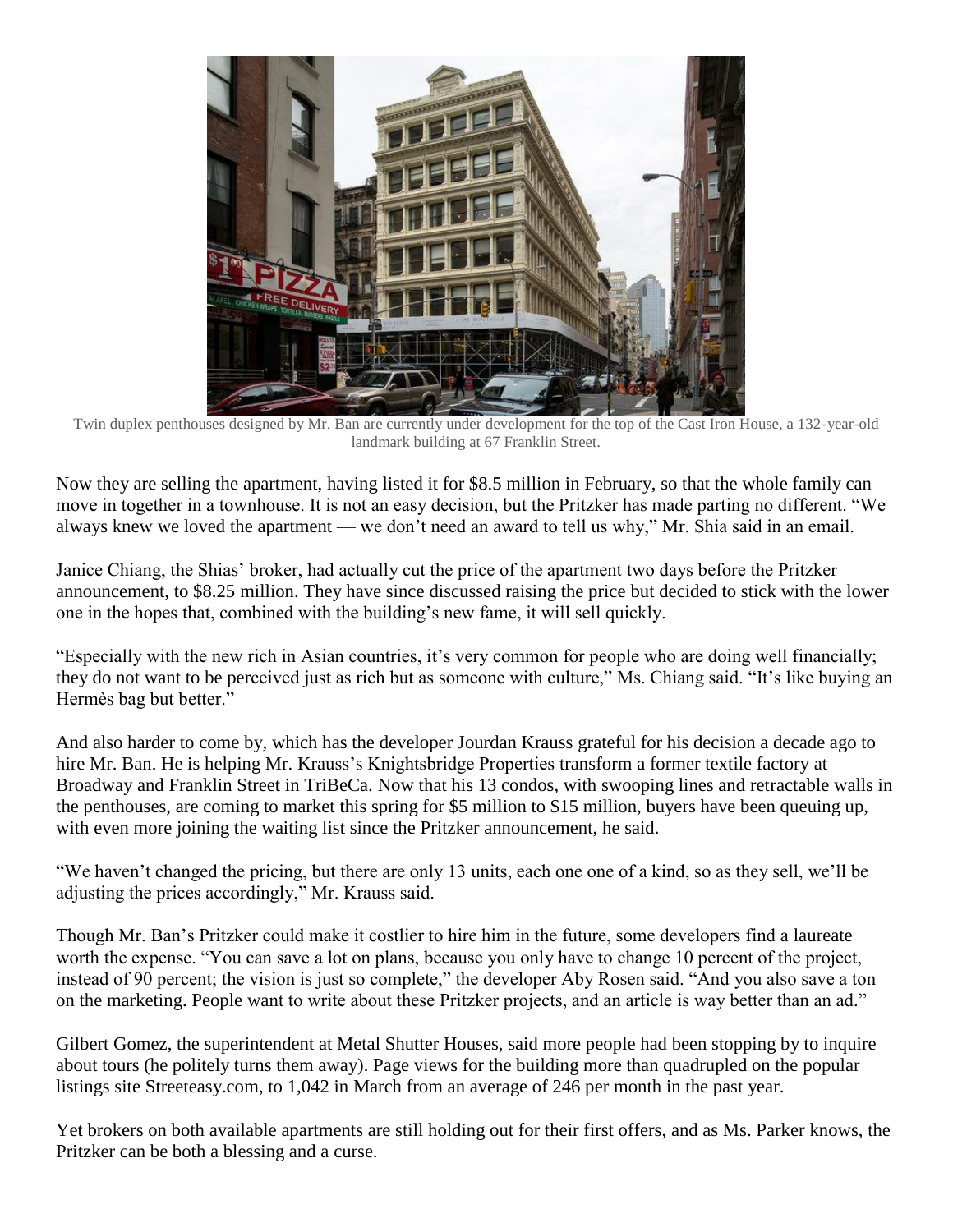Twin duplex penthouses designed by Mr. Ban are currently under development for the top of the Cast Iron House, a 132-year-old landmark building at 67 Franklin Street.

Now they are selling the apartment, having listed it for $8.5 million in February, so that the whole family can move in together in a townhouse. It is not an easy decision, but the Pritzker has made parting no different. "We always knew we loved the apartment — we don't need an award to tell us why," Mr. Shia said in an email.

Janice Chiang, the Shias' broker, had actually cut the price of the apartment two days before the Pritzker announcement, to $8.25 million. They have since discussed raising the price but decided to stick with the lower one in the hopes that, combined with the building's new fame, it will sell quickly.

"Especially with the new rich in Asian countries, it's very common for people who are doing well financially; they do not want to be perceived just as rich but as someone with culture," Ms. Chiang said. "It's like buying an Hermès bag but better."

And also harder to come by, which has the developer Jourdan Krauss grateful for his decision a decade ago to hire Mr. Ban. He is helping Mr. Krauss's Knightsbridge Properties transform a former textile factory at Broadway and Franklin Street in TriBeCa. Now that his 13 condos, with swooping lines and retractable walls in the penthouses, are coming to market this spring for $5 million to $15 million, buyers have been queuing up, with even more joining the waiting list since the Pritzker announcement, he said.

"We haven't changed the pricing, but there are only 13 units, each one one of a kind, so as they sell, we'll be adjusting the prices accordingly," Mr. Krauss said.

Though Mr. Ban's Pritzker could make it costlier to hire him in the future, some developers find a laureate worth the expense. "You can save a lot on plans, because you only have to change 10 percent of the project, instead of 90 percent; the vision is just so complete," the developer Aby Rosen said. "And you also save a ton on the marketing. People want to write about these Pritzker projects, and an article is way better than an ad."

Gilbert Gomez, the superintendent at Metal Shutter Houses, said more people had been stopping by to inquire about tours (he politely turns them away). Page views for the building more than quadrupled on the popular listings site Streeteasy.com, to 1,042 in March from an average of 246 per month in the past year.

Yet brokers on both available apartments are still holding out for their first offers, and as Ms. Parker knows, the Pritzker can be both a blessing and a curse.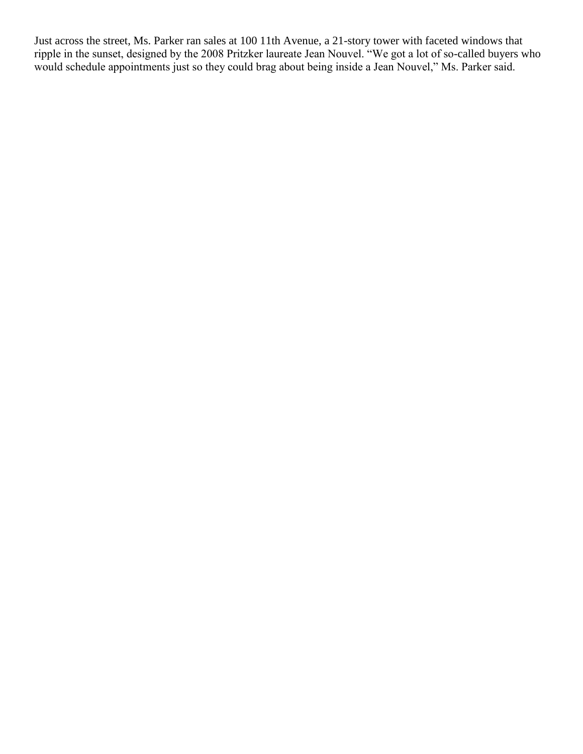Just across the street, Ms. Parker ran sales at 100 11th Avenue, a 21-story tower with faceted windows that ripple in the sunset, designed by the 2008 Pritzker laureate Jean Nouvel. "We got a lot of so-called buyers who would schedule appointments just so they could brag about being inside a Jean Nouvel," Ms. Parker said.